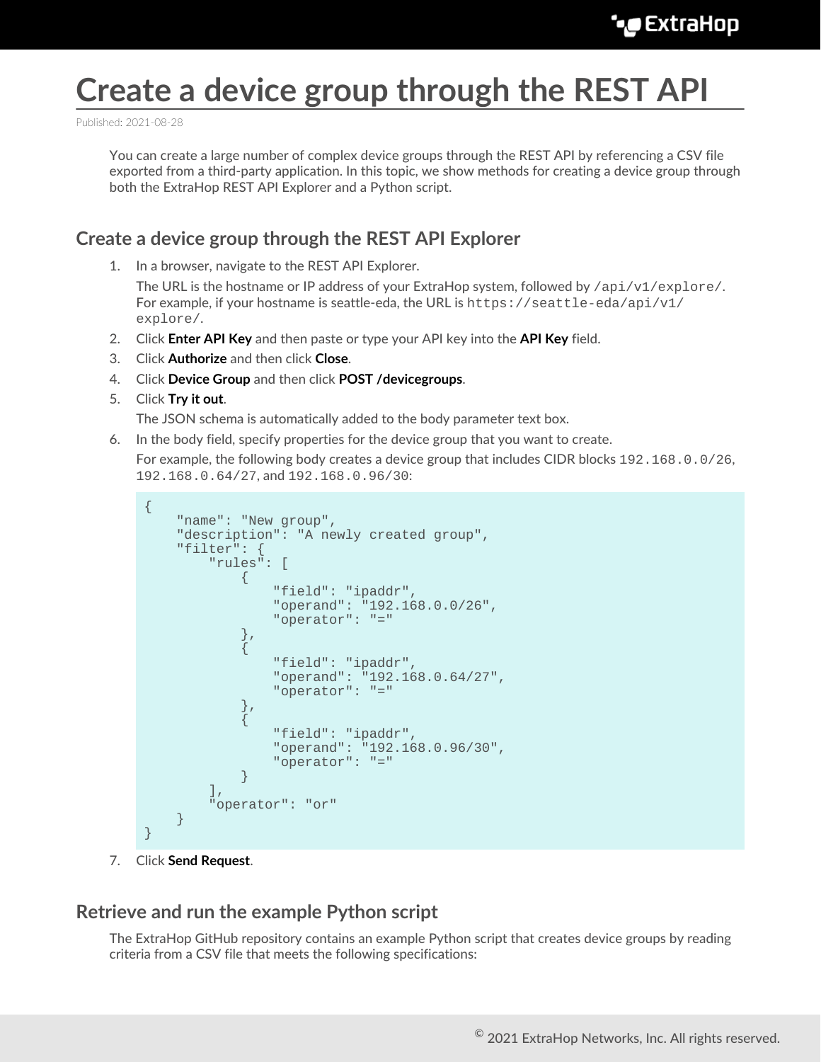# Create a device group through the REST API

Published: 2021-08-28

You can create a large number of complex device groups through the REST API by referencing a CSV file exported from a third-party application. In this topic, we show methods for creating a device group through both the ExtraHop REST API Explorer and a Python script.

## Create a device group through the REST API Explorer

1. In a browser, navigate to the REST API Explorer.

   The URL is the hostname or IP address of your ExtraHop system, followed by `/api/v1/explore/`. For example, if your hostname is seattle-eda, the URL is `https://seattle-eda/api/v1/explore/`.
2. Click **Enter API Key** and then paste or type your API key into the **API Key** field.
3. Click **Authorize** and then click **Close**.
4. Click **Device Group** and then click **POST /devicegroups**.
5. Click **Try it out**.

   The JSON schema is automatically added to the body parameter text box.
6. In the body field, specify properties for the device group that you want to create.

   For example, the following body creates a device group that includes CIDR blocks `192.168.0.0/26`, `192.168.0.64/27`, and `192.168.0.96/30`:

```
{
    "name": "New group",
    "description": "A newly created group",
    "filter": {
        "rules": [
            {
                "field": "ipaddr",
                "operand": "192.168.0.0/26",
                "operator": "="
            },
            {
                "field": "ipaddr",
                "operand": "192.168.0.64/27",
                "operator": "="
            },
            {
                "field": "ipaddr",
                "operand": "192.168.0.96/30",
                "operator": "="
            }
        ],
        "operator": "or"
    }
}
```

7. Click **Send Request**.

## Retrieve and run the example Python script

The ExtraHop GitHub repository contains an example Python script that creates device groups by reading criteria from a CSV file that meets the following specifications: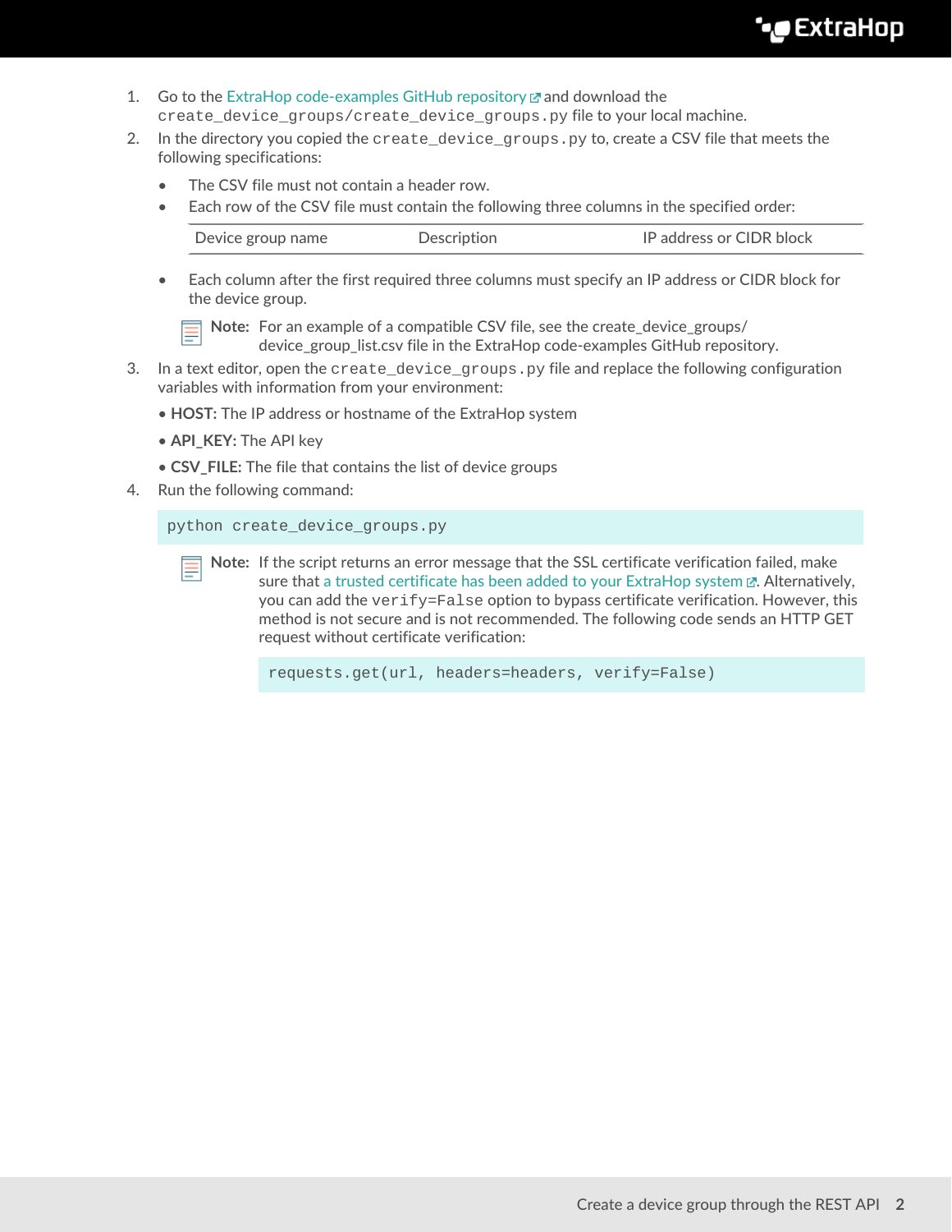1. Go to the ExtraHop code-examples GitHub repository and download the `create_device_groups/create_device_groups.py` file to your local machine.
2. In the directory you copied the `create_device_groups.py` to, create a CSV file that meets the following specifications:
   - The CSV file must not contain a header row.
   - Each row of the CSV file must contain the following three columns in the specified order:

     | | | |
     |---|---|---|
     | Device group name | Description | IP address or CIDR block |

   - Each column after the first required three columns must specify an IP address or CIDR block for the device group.

   **Note:** For an example of a compatible CSV file, see the create_device_groups/device_group_list.csv file in the ExtraHop code-examples GitHub repository.
3. In a text editor, open the `create_device_groups.py` file and replace the following configuration variables with information from your environment:
   - **HOST:** The IP address or hostname of the ExtraHop system
   - **API_KEY:** The API key
   - **CSV_FILE:** The file that contains the list of device groups
4. Run the following command:

   ```
   python create_device_groups.py
   ```

   **Note:** If the script returns an error message that the SSL certificate verification failed, make sure that a trusted certificate has been added to your ExtraHop system. Alternatively, you can add the `verify=False` option to bypass certificate verification. However, this method is not secure and is not recommended. The following code sends an HTTP GET request without certificate verification:

   ```
   requests.get(url, headers=headers, verify=False)
   ```